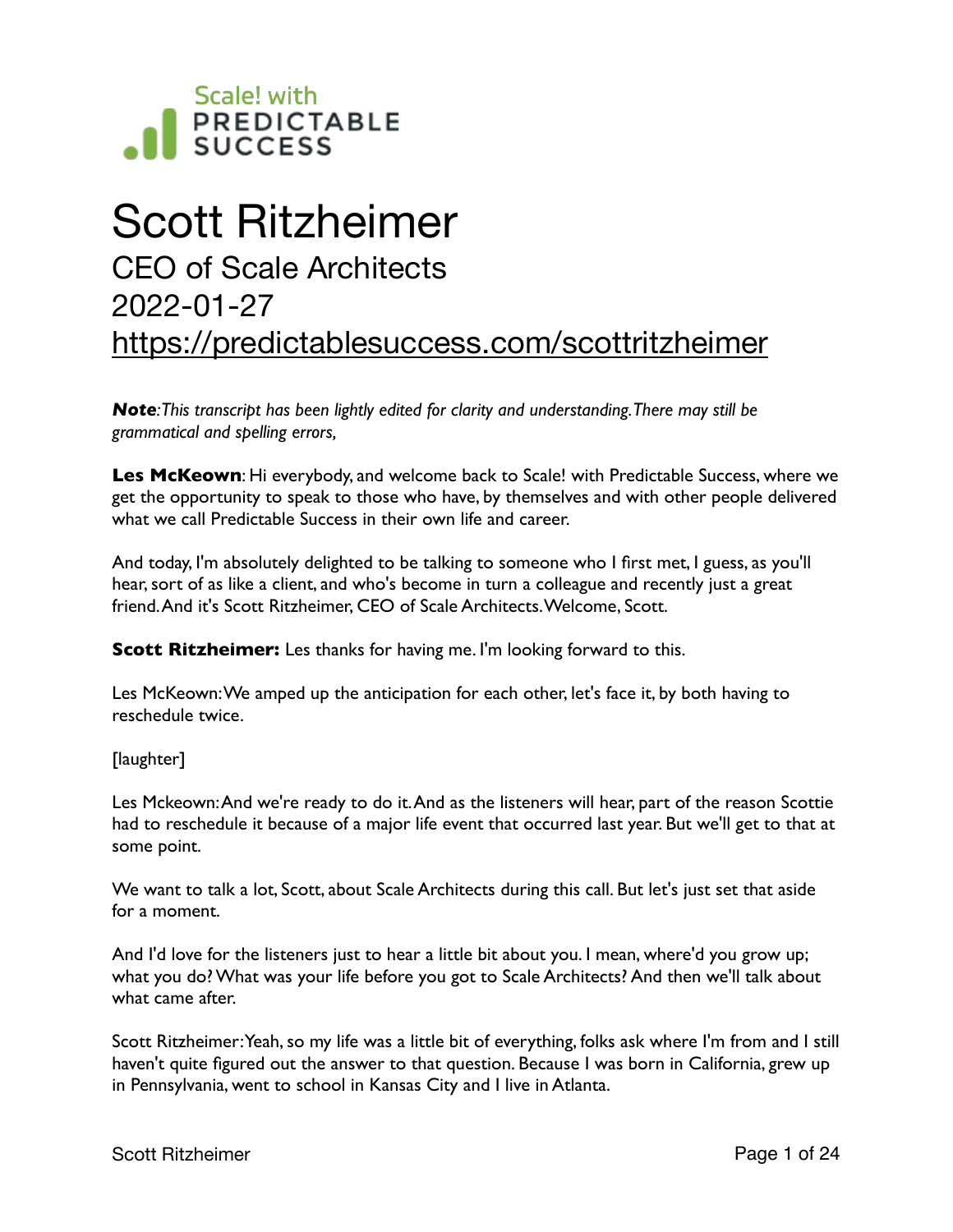Scale! with PREDICTABLE SUCCESS

# Scott Ritzheimer

## CEO of Scale Architects

## 2022-01-27

## https://predictablesuccess.com/scottritzheimer

***Note**:This transcript has been lightly edited for clarity and understanding.There may still be grammatical and spelling errors,*

**Les McKeown**: Hi everybody, and welcome back to Scale! with Predictable Success, where we get the opportunity to speak to those who have, by themselves and with other people delivered what we call Predictable Success in their own life and career.

And today, I'm absolutely delighted to be talking to someone who I first met, I guess, as you'll hear, sort of as like a client, and who's become in turn a colleague and recently just a great friend.And it's Scott Ritzheimer, CEO of Scale Architects.Welcome, Scott.

**Scott Ritzheimer:** Les thanks for having me. I'm looking forward to this.

Les McKeown:We amped up the anticipation for each other, let's face it, by both having to reschedule twice.

[laughter]

Les Mckeown:And we're ready to do it.And as the listeners will hear, part of the reason Scottie had to reschedule it because of a major life event that occurred last year. But we'll get to that at some point.

We want to talk a lot, Scott, about Scale Architects during this call. But let's just set that aside for a moment.

And I'd love for the listeners just to hear a little bit about you. I mean, where'd you grow up; what you do? What was your life before you got to Scale Architects? And then we'll talk about what came after.

Scott Ritzheimer:Yeah, so my life was a little bit of everything, folks ask where I'm from and I still haven't quite figured out the answer to that question. Because I was born in California, grew up in Pennsylvania, went to school in Kansas City and I live in Atlanta.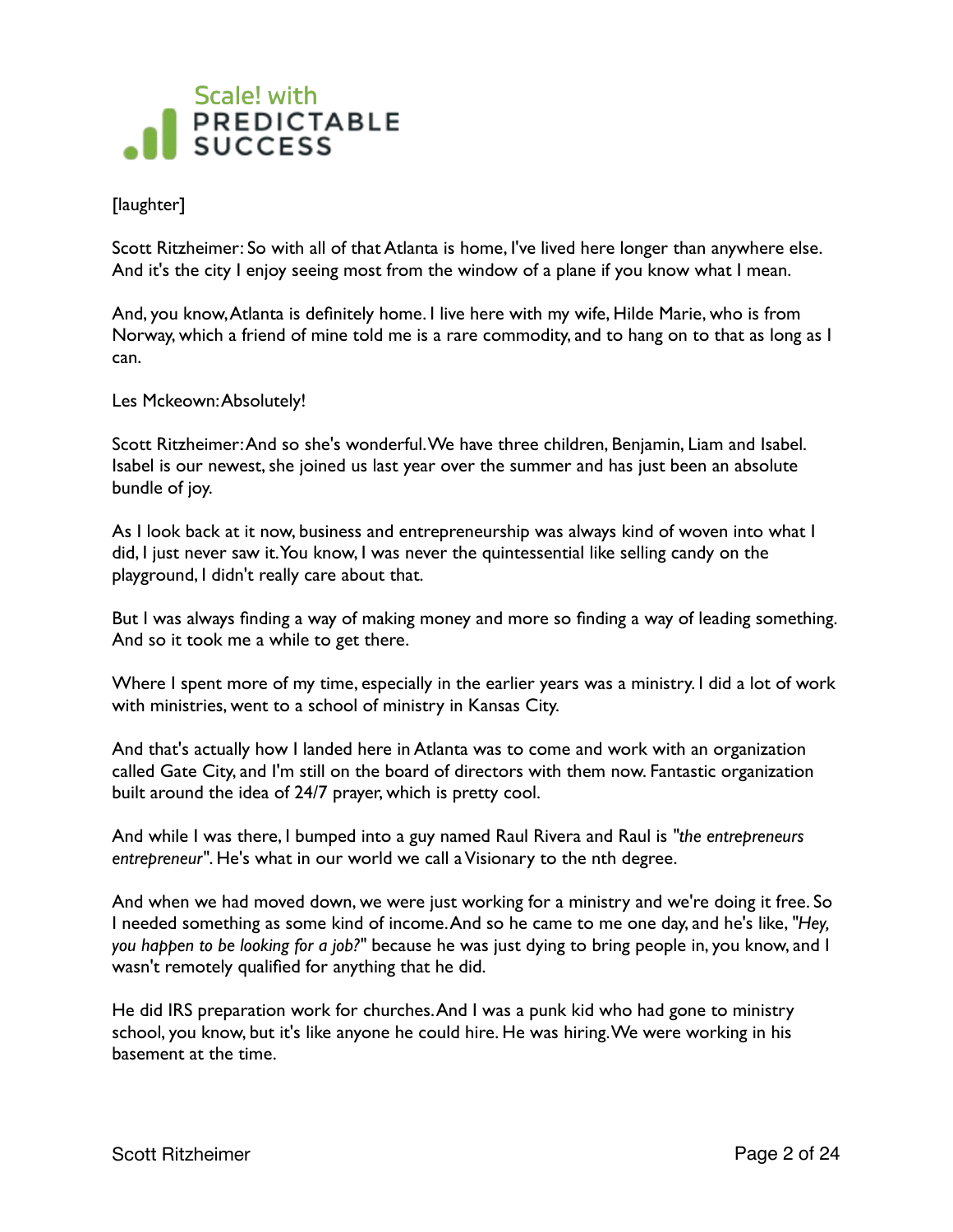[laughter]

Scott Ritzheimer: So with all of that Atlanta is home, I've lived here longer than anywhere else. And it's the city I enjoy seeing most from the window of a plane if you know what I mean.

And, you know, Atlanta is definitely home. I live here with my wife, Hilde Marie, who is from Norway, which a friend of mine told me is a rare commodity, and to hang on to that as long as I can.

Les Mckeown: Absolutely!

Scott Ritzheimer: And so she's wonderful. We have three children, Benjamin, Liam and Isabel. Isabel is our newest, she joined us last year over the summer and has just been an absolute bundle of joy.

As I look back at it now, business and entrepreneurship was always kind of woven into what I did, I just never saw it. You know, I was never the quintessential like selling candy on the playground, I didn't really care about that.

But I was always finding a way of making money and more so finding a way of leading something. And so it took me a while to get there.

Where I spent more of my time, especially in the earlier years was a ministry. I did a lot of work with ministries, went to a school of ministry in Kansas City.

And that's actually how I landed here in Atlanta was to come and work with an organization called Gate City, and I'm still on the board of directors with them now. Fantastic organization built around the idea of 24/7 prayer, which is pretty cool.

And while I was there, I bumped into a guy named Raul Rivera and Raul is *"the entrepreneurs entrepreneur"*. He's what in our world we call a Visionary to the nth degree.

And when we had moved down, we were just working for a ministry and we're doing it free. So I needed something as some kind of income. And so he came to me one day, and he's like, *"Hey, you happen to be looking for a job?"* because he was just dying to bring people in, you know, and I wasn't remotely qualified for anything that he did.

He did IRS preparation work for churches. And I was a punk kid who had gone to ministry school, you know, but it's like anyone he could hire. He was hiring. We were working in his basement at the time.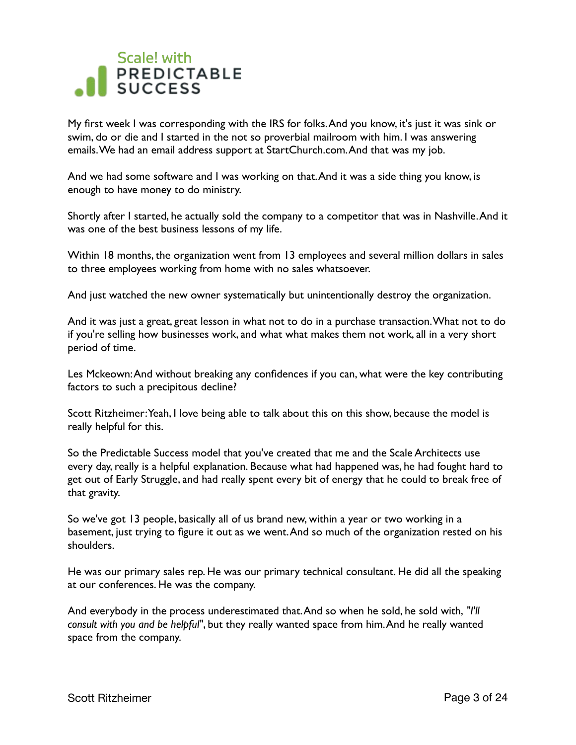My first week I was corresponding with the IRS for folks. And you know, it's just it was sink or swim, do or die and I started in the not so proverbial mailroom with him. I was answering emails. We had an email address support at StartChurch.com. And that was my job.

And we had some software and I was working on that. And it was a side thing you know, is enough to have money to do ministry.

Shortly after I started, he actually sold the company to a competitor that was in Nashville. And it was one of the best business lessons of my life.

Within 18 months, the organization went from 13 employees and several million dollars in sales to three employees working from home with no sales whatsoever.

And just watched the new owner systematically but unintentionally destroy the organization.

And it was just a great, great lesson in what not to do in a purchase transaction. What not to do if you're selling how businesses work, and what what makes them not work, all in a very short period of time.

Les Mckeown: And without breaking any confidences if you can, what were the key contributing factors to such a precipitous decline?

Scott Ritzheimer: Yeah, I love being able to talk about this on this show, because the model is really helpful for this.

So the Predictable Success model that you've created that me and the Scale Architects use every day, really is a helpful explanation. Because what had happened was, he had fought hard to get out of Early Struggle, and had really spent every bit of energy that he could to break free of that gravity.

So we've got 13 people, basically all of us brand new, within a year or two working in a basement, just trying to figure it out as we went. And so much of the organization rested on his shoulders.

He was our primary sales rep. He was our primary technical consultant. He did all the speaking at our conferences. He was the company.

And everybody in the process underestimated that. And so when he sold, he sold with, *"I'll consult with you and be helpful"*, but they really wanted space from him. And he really wanted space from the company.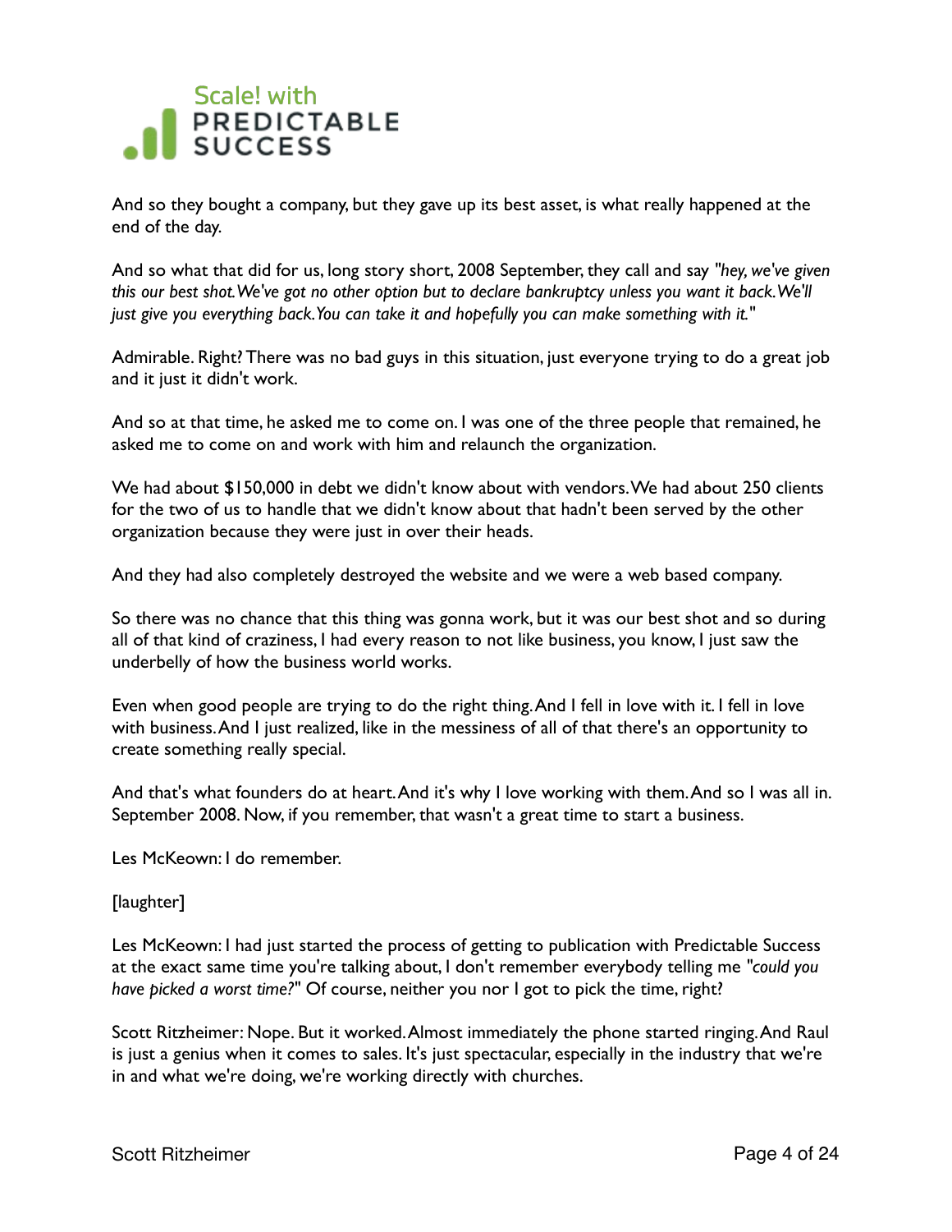And so they bought a company, but they gave up its best asset, is what really happened at the end of the day.

And so what that did for us, long story short, 2008 September, they call and say *"hey, we've given this our best shot. We've got no other option but to declare bankruptcy unless you want it back. We'll just give you everything back. You can take it and hopefully you can make something with it."*

Admirable. Right? There was no bad guys in this situation, just everyone trying to do a great job and it just it didn't work.

And so at that time, he asked me to come on. I was one of the three people that remained, he asked me to come on and work with him and relaunch the organization.

We had about $150,000 in debt we didn't know about with vendors. We had about 250 clients for the two of us to handle that we didn't know about that hadn't been served by the other organization because they were just in over their heads.

And they had also completely destroyed the website and we were a web based company.

So there was no chance that this thing was gonna work, but it was our best shot and so during all of that kind of craziness, I had every reason to not like business, you know, I just saw the underbelly of how the business world works.

Even when good people are trying to do the right thing. And I fell in love with it. I fell in love with business. And I just realized, like in the messiness of all of that there's an opportunity to create something really special.

And that's what founders do at heart. And it's why I love working with them. And so I was all in. September 2008. Now, if you remember, that wasn't a great time to start a business.

Les McKeown: I do remember.

[laughter]

Les McKeown: I had just started the process of getting to publication with Predictable Success at the exact same time you're talking about, I don't remember everybody telling me "*could you have picked a worst time?*" Of course, neither you nor I got to pick the time, right?

Scott Ritzheimer: Nope. But it worked. Almost immediately the phone started ringing. And Raul is just a genius when it comes to sales. It's just spectacular, especially in the industry that we're in and what we're doing, we're working directly with churches.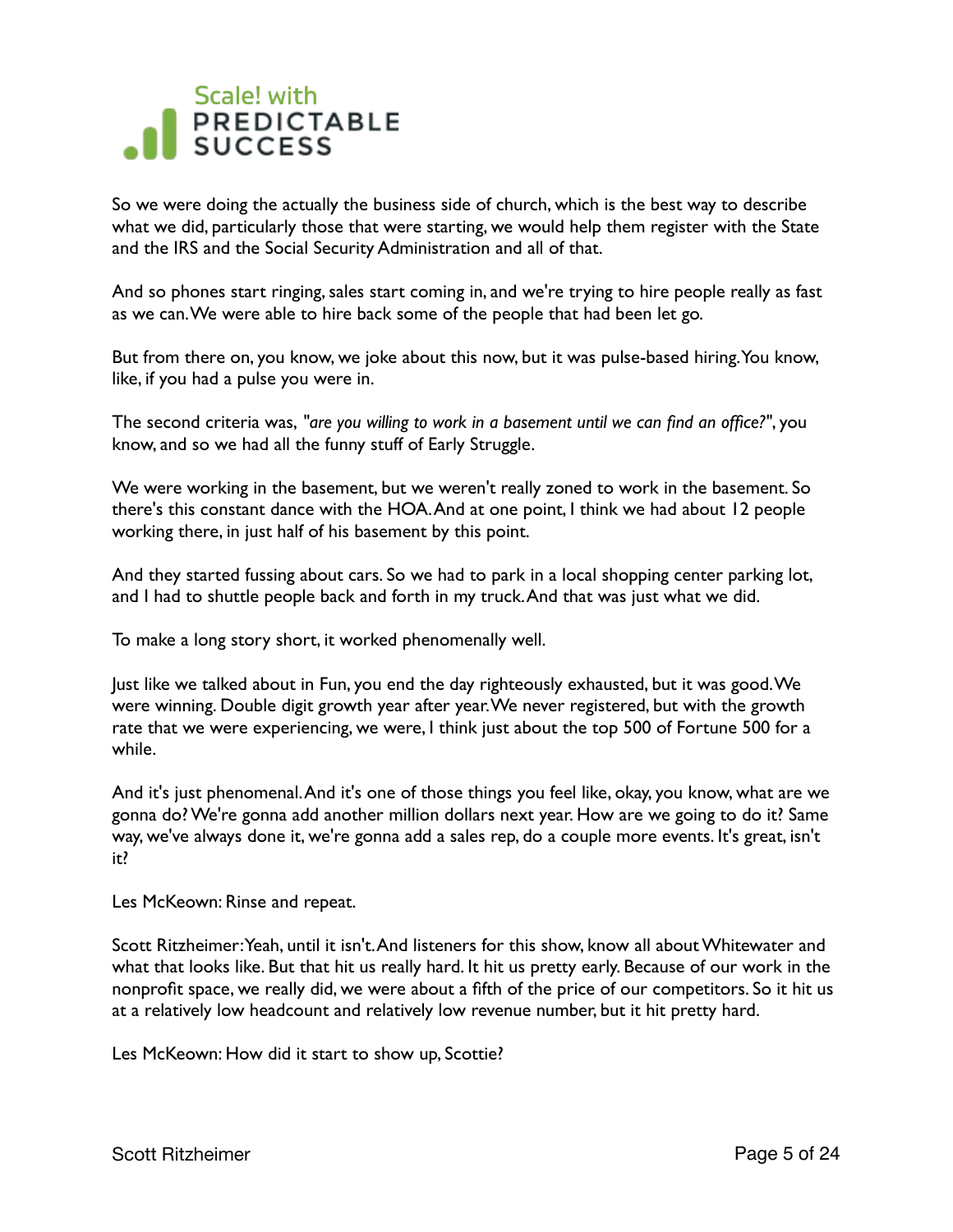So we were doing the actually the business side of church, which is the best way to describe what we did, particularly those that were starting, we would help them register with the State and the IRS and the Social Security Administration and all of that.

And so phones start ringing, sales start coming in, and we're trying to hire people really as fast as we can. We were able to hire back some of the people that had been let go.

But from there on, you know, we joke about this now, but it was pulse-based hiring. You know, like, if you had a pulse you were in.

The second criteria was, *"are you willing to work in a basement until we can find an office?"*, you know, and so we had all the funny stuff of Early Struggle.

We were working in the basement, but we weren't really zoned to work in the basement. So there's this constant dance with the HOA. And at one point, I think we had about 12 people working there, in just half of his basement by this point.

And they started fussing about cars. So we had to park in a local shopping center parking lot, and I had to shuttle people back and forth in my truck. And that was just what we did.

To make a long story short, it worked phenomenally well.

Just like we talked about in Fun, you end the day righteously exhausted, but it was good. We were winning. Double digit growth year after year. We never registered, but with the growth rate that we were experiencing, we were, I think just about the top 500 of Fortune 500 for a while.

And it's just phenomenal. And it's one of those things you feel like, okay, you know, what are we gonna do? We're gonna add another million dollars next year. How are we going to do it? Same way, we've always done it, we're gonna add a sales rep, do a couple more events. It's great, isn't it?

Les McKeown: Rinse and repeat.

Scott Ritzheimer: Yeah, until it isn't. And listeners for this show, know all about Whitewater and what that looks like. But that hit us really hard. It hit us pretty early. Because of our work in the nonprofit space, we really did, we were about a fifth of the price of our competitors. So it hit us at a relatively low headcount and relatively low revenue number, but it hit pretty hard.

Les McKeown: How did it start to show up, Scottie?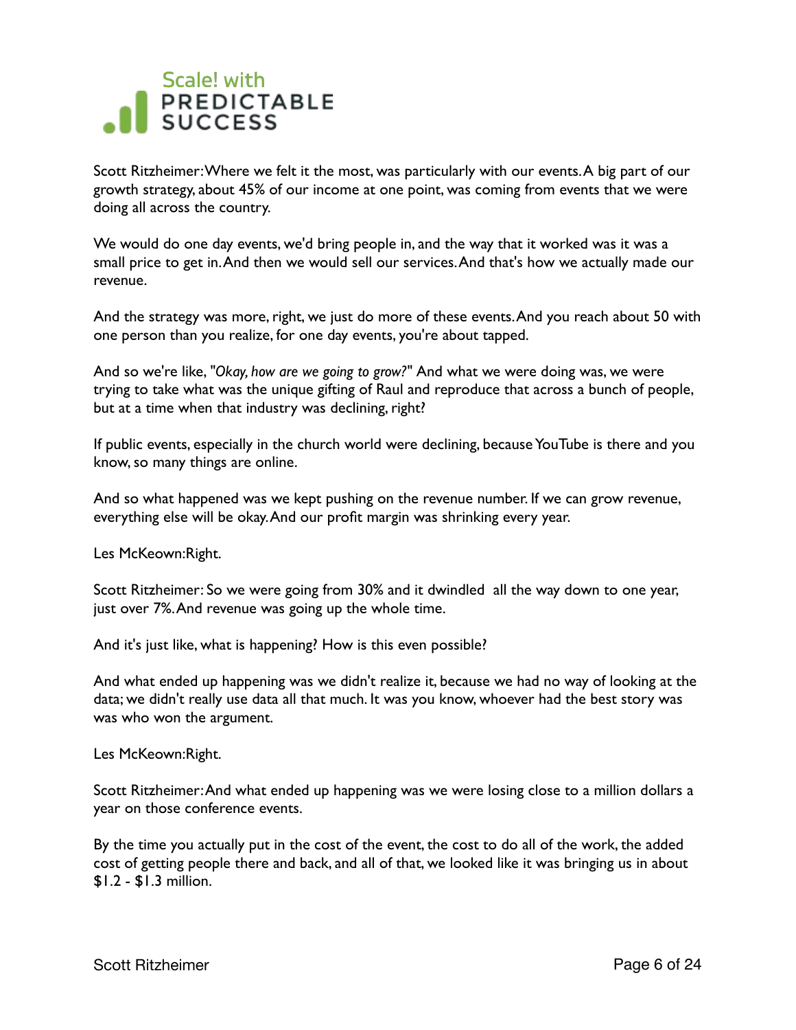Scott Ritzheimer: Where we felt it the most, was particularly with our events. A big part of our growth strategy, about 45% of our income at one point, was coming from events that we were doing all across the country.

We would do one day events, we'd bring people in, and the way that it worked was it was a small price to get in. And then we would sell our services. And that's how we actually made our revenue.

And the strategy was more, right, we just do more of these events. And you reach about 50 with one person than you realize, for one day events, you're about tapped.

And so we're like, "*Okay, how are we going to grow?*" And what we were doing was, we were trying to take what was the unique gifting of Raul and reproduce that across a bunch of people, but at a time when that industry was declining, right?

If public events, especially in the church world were declining, because YouTube is there and you know, so many things are online.

And so what happened was we kept pushing on the revenue number. If we can grow revenue, everything else will be okay. And our profit margin was shrinking every year.

Les McKeown: Right.

Scott Ritzheimer: So we were going from 30% and it dwindled all the way down to one year, just over 7%. And revenue was going up the whole time.

And it's just like, what is happening? How is this even possible?

And what ended up happening was we didn't realize it, because we had no way of looking at the data; we didn't really use data all that much. It was you know, whoever had the best story was was who won the argument.

Les McKeown: Right.

Scott Ritzheimer: And what ended up happening was we were losing close to a million dollars a year on those conference events.

By the time you actually put in the cost of the event, the cost to do all of the work, the added cost of getting people there and back, and all of that, we looked like it was bringing us in about $1.2 - $1.3 million.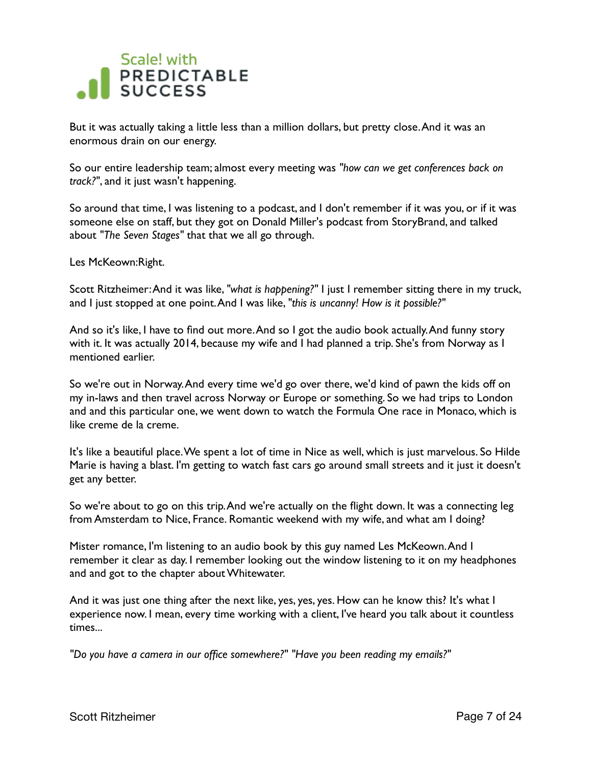But it was actually taking a little less than a million dollars, but pretty close. And it was an enormous drain on our energy.

So our entire leadership team; almost every meeting was *"how can we get conferences back on track?"*, and it just wasn't happening.

So around that time, I was listening to a podcast, and I don't remember if it was you, or if it was someone else on staff, but they got on Donald Miller's podcast from StoryBrand, and talked about "*The Seven Stages*" that that we all go through.

Les McKeown: Right.

Scott Ritzheimer: And it was like, *"what is happening?"* I just I remember sitting there in my truck, and I just stopped at one point. And I was like, *"this is uncanny! How is it possible?"*

And so it's like, I have to find out more. And so I got the audio book actually. And funny story with it. It was actually 2014, because my wife and I had planned a trip. She's from Norway as I mentioned earlier.

So we're out in Norway. And every time we'd go over there, we'd kind of pawn the kids off on my in-laws and then travel across Norway or Europe or something. So we had trips to London and and this particular one, we went down to watch the Formula One race in Monaco, which is like creme de la creme.

It's like a beautiful place. We spent a lot of time in Nice as well, which is just marvelous. So Hilde Marie is having a blast. I'm getting to watch fast cars go around small streets and it just it doesn't get any better.

So we're about to go on this trip. And we're actually on the flight down. It was a connecting leg from Amsterdam to Nice, France. Romantic weekend with my wife, and what am I doing?

Mister romance, I'm listening to an audio book by this guy named Les McKeown. And I remember it clear as day. I remember looking out the window listening to it on my headphones and and got to the chapter about Whitewater.

And it was just one thing after the next like, yes, yes, yes. How can he know this? It's what I experience now. I mean, every time working with a client, I've heard you talk about it countless times...

*"Do you have a camera in our office somewhere?" "Have you been reading my emails?"*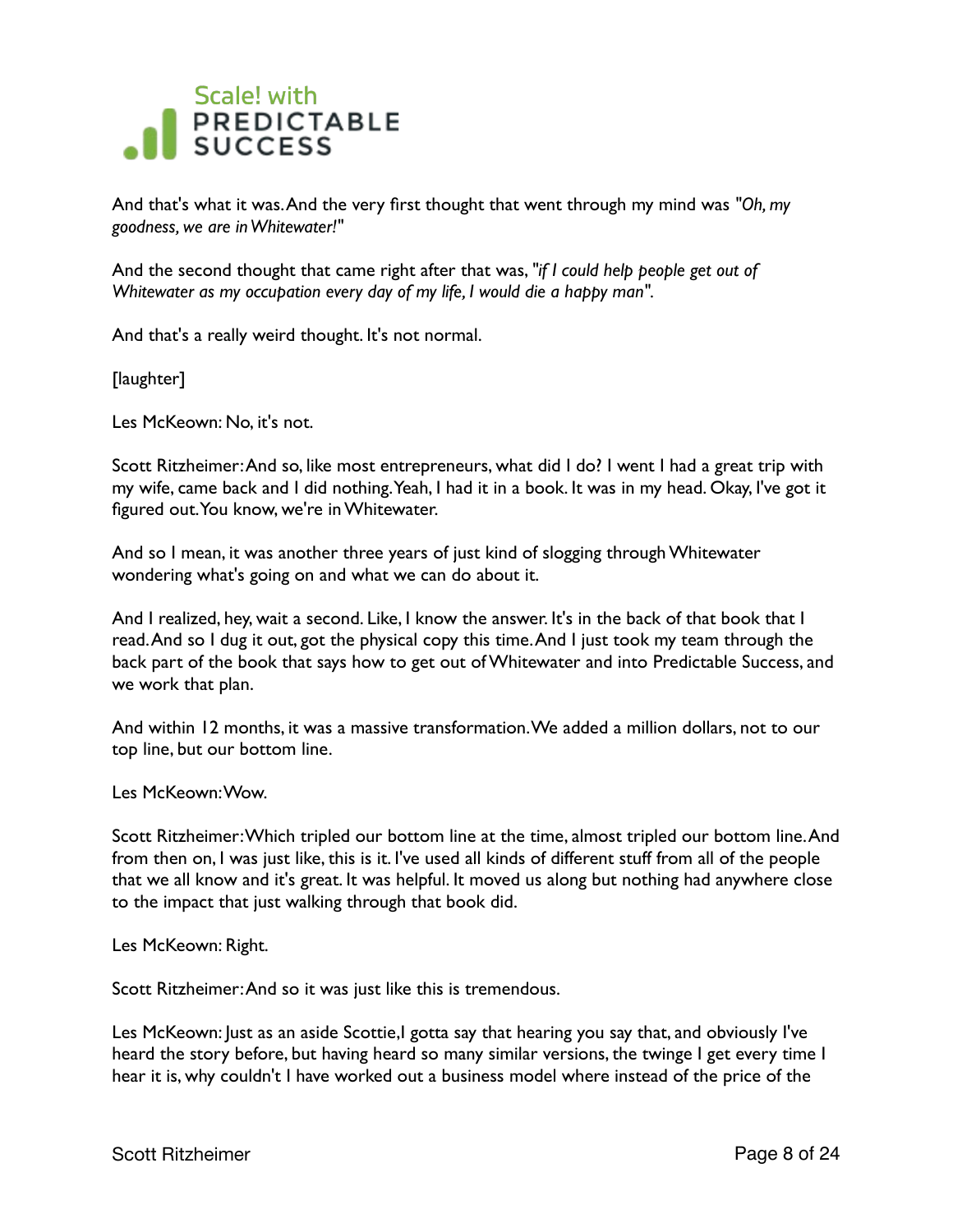And that's what it was. And the very first thought that went through my mind was "*Oh, my goodness, we are in Whitewater!*"

And the second thought that came right after that was, "*if I could help people get out of Whitewater as my occupation every day of my life, I would die a happy man*".

And that's a really weird thought. It's not normal.

[laughter]

Les McKeown: No, it's not.

Scott Ritzheimer: And so, like most entrepreneurs, what did I do? I went I had a great trip with my wife, came back and I did nothing. Yeah, I had it in a book. It was in my head. Okay, I've got it figured out. You know, we're in Whitewater.

And so I mean, it was another three years of just kind of slogging through Whitewater wondering what's going on and what we can do about it.

And I realized, hey, wait a second. Like, I know the answer. It's in the back of that book that I read. And so I dug it out, got the physical copy this time. And I just took my team through the back part of the book that says how to get out of Whitewater and into Predictable Success, and we work that plan.

And within 12 months, it was a massive transformation. We added a million dollars, not to our top line, but our bottom line.

Les McKeown: Wow.

Scott Ritzheimer: Which tripled our bottom line at the time, almost tripled our bottom line. And from then on, I was just like, this is it. I've used all kinds of different stuff from all of the people that we all know and it's great. It was helpful. It moved us along but nothing had anywhere close to the impact that just walking through that book did.

Les McKeown: Right.

Scott Ritzheimer: And so it was just like this is tremendous.

Les McKeown: Just as an aside Scottie,I gotta say that hearing you say that, and obviously I've heard the story before, but having heard so many similar versions, the twinge I get every time I hear it is, why couldn't I have worked out a business model where instead of the price of the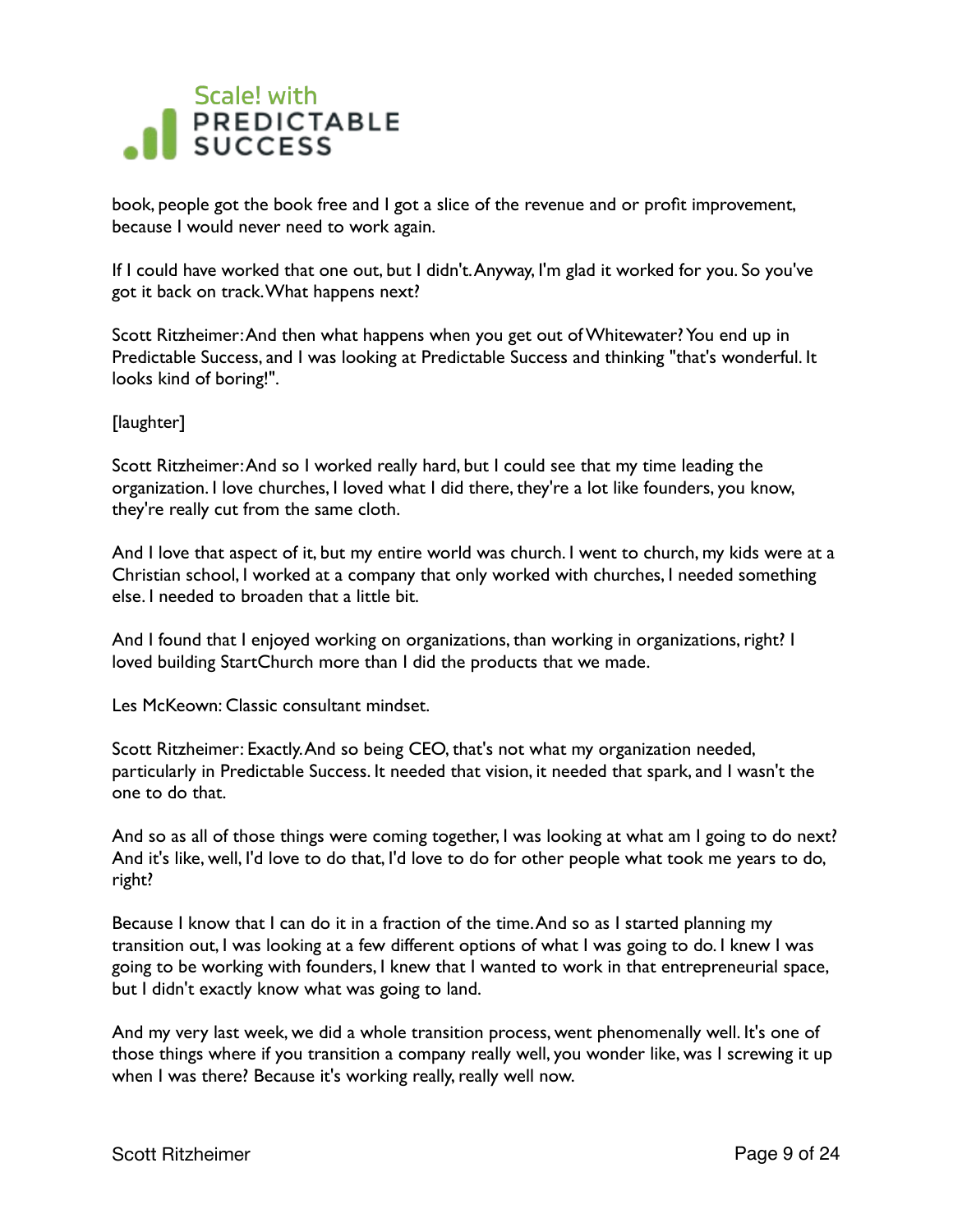book, people got the book free and I got a slice of the revenue and or profit improvement, because I would never need to work again.

If I could have worked that one out, but I didn't. Anyway, I'm glad it worked for you. So you've got it back on track. What happens next?

Scott Ritzheimer: And then what happens when you get out of Whitewater? You end up in Predictable Success, and I was looking at Predictable Success and thinking "that's wonderful. It looks kind of boring!".

[laughter]

Scott Ritzheimer: And so I worked really hard, but I could see that my time leading the organization. I love churches, I loved what I did there, they're a lot like founders, you know, they're really cut from the same cloth.

And I love that aspect of it, but my entire world was church. I went to church, my kids were at a Christian school, I worked at a company that only worked with churches, I needed something else. I needed to broaden that a little bit.

And I found that I enjoyed working on organizations, than working in organizations, right? I loved building StartChurch more than I did the products that we made.

Les McKeown: Classic consultant mindset.

Scott Ritzheimer: Exactly. And so being CEO, that's not what my organization needed, particularly in Predictable Success. It needed that vision, it needed that spark, and I wasn't the one to do that.

And so as all of those things were coming together, I was looking at what am I going to do next? And it's like, well, I'd love to do that, I'd love to do for other people what took me years to do, right?

Because I know that I can do it in a fraction of the time. And so as I started planning my transition out, I was looking at a few different options of what I was going to do. I knew I was going to be working with founders, I knew that I wanted to work in that entrepreneurial space, but I didn't exactly know what was going to land.

And my very last week, we did a whole transition process, went phenomenally well. It's one of those things where if you transition a company really well, you wonder like, was I screwing it up when I was there? Because it's working really, really well now.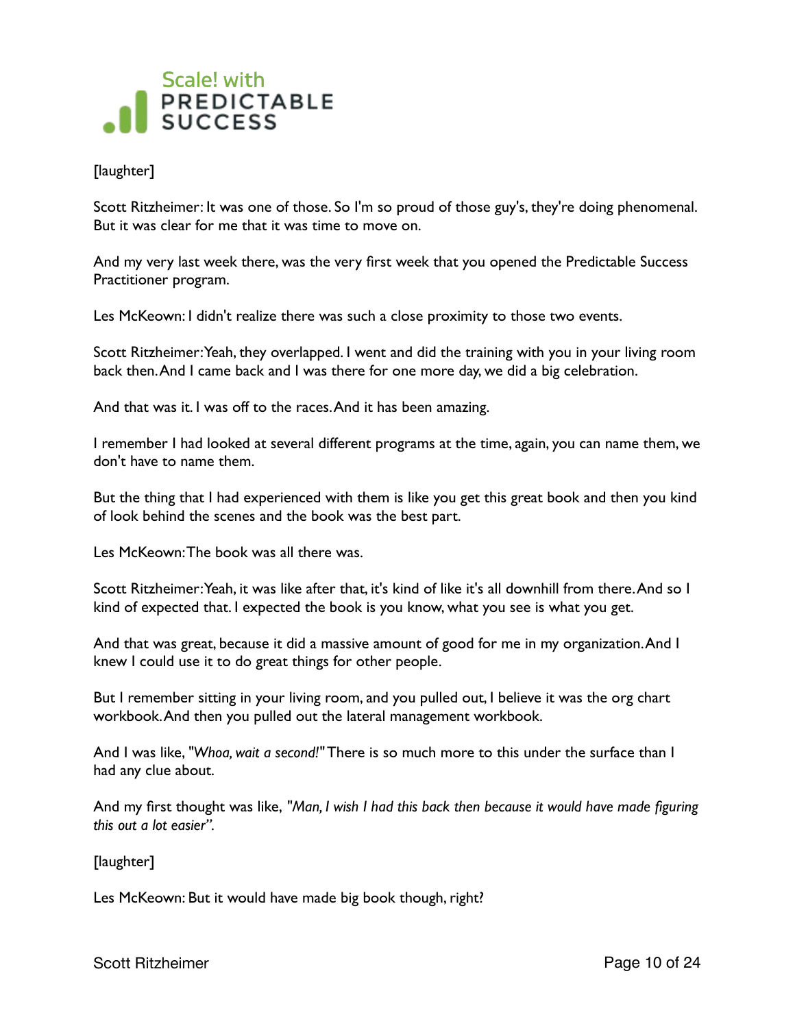[laughter]

Scott Ritzheimer: It was one of those. So I'm so proud of those guy's, they're doing phenomenal. But it was clear for me that it was time to move on.

And my very last week there, was the very first week that you opened the Predictable Success Practitioner program.

Les McKeown: I didn't realize there was such a close proximity to those two events.

Scott Ritzheimer: Yeah, they overlapped. I went and did the training with you in your living room back then. And I came back and I was there for one more day, we did a big celebration.

And that was it. I was off to the races. And it has been amazing.

I remember I had looked at several different programs at the time, again, you can name them, we don't have to name them.

But the thing that I had experienced with them is like you get this great book and then you kind of look behind the scenes and the book was the best part.

Les McKeown: The book was all there was.

Scott Ritzheimer: Yeah, it was like after that, it's kind of like it's all downhill from there. And so I kind of expected that. I expected the book is you know, what you see is what you get.

And that was great, because it did a massive amount of good for me in my organization. And I knew I could use it to do great things for other people.

But I remember sitting in your living room, and you pulled out, I believe it was the org chart workbook. And then you pulled out the lateral management workbook.

And I was like, "*Whoa, wait a second!*" There is so much more to this under the surface than I had any clue about.

And my first thought was like, "*Man, I wish I had this back then because it would have made figuring this out a lot easier*".

[laughter]

Les McKeown: But it would have made big book though, right?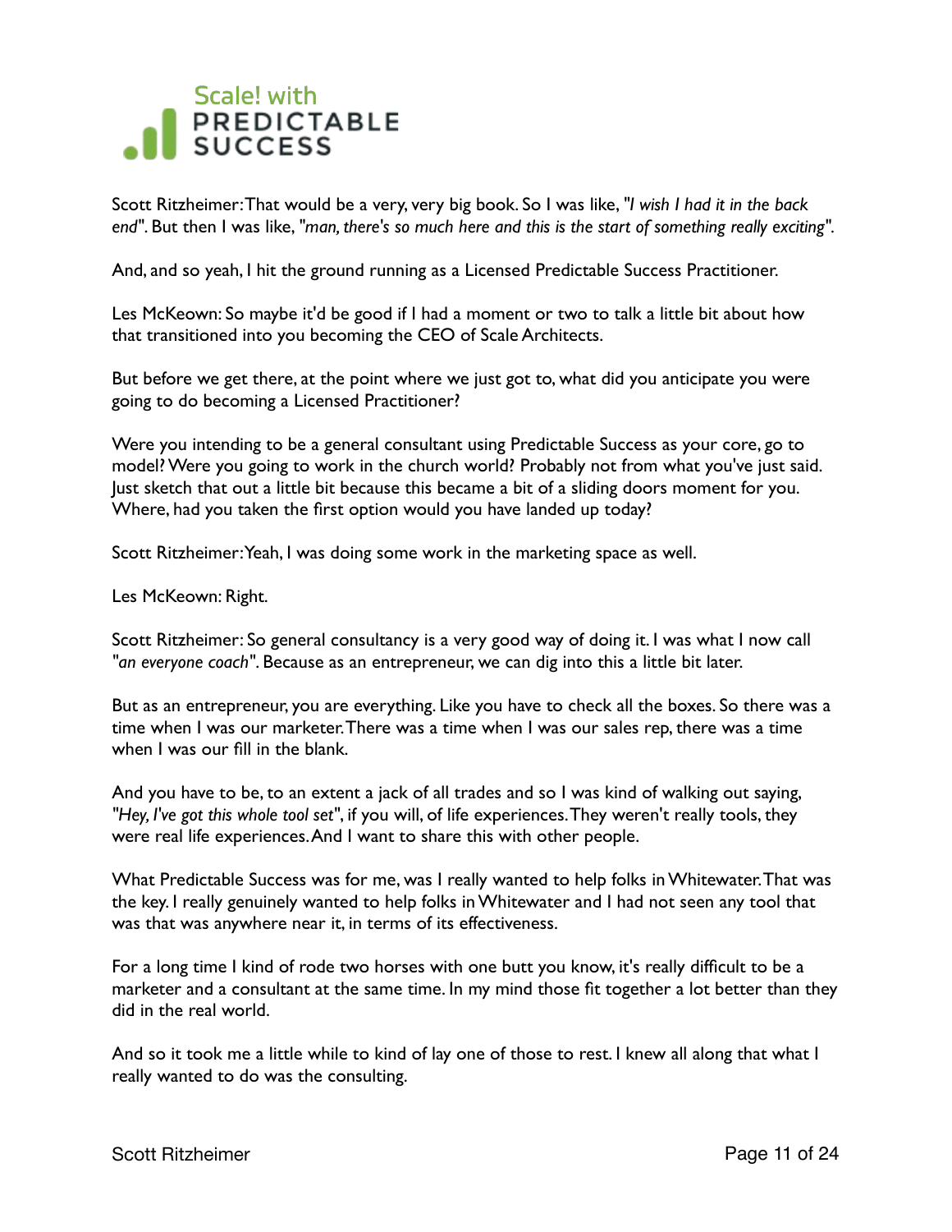Scott Ritzheimer: That would be a very, very big book. So I was like, "*I wish I had it in the back end*". But then I was like, "*man, there's so much here and this is the start of something really exciting*".

And, and so yeah, I hit the ground running as a Licensed Predictable Success Practitioner.

Les McKeown: So maybe it'd be good if I had a moment or two to talk a little bit about how that transitioned into you becoming the CEO of Scale Architects.

But before we get there, at the point where we just got to, what did you anticipate you were going to do becoming a Licensed Practitioner?

Were you intending to be a general consultant using Predictable Success as your core, go to model? Were you going to work in the church world? Probably not from what you've just said. Just sketch that out a little bit because this became a bit of a sliding doors moment for you. Where, had you taken the first option would you have landed up today?

Scott Ritzheimer: Yeah, I was doing some work in the marketing space as well.

Les McKeown: Right.

Scott Ritzheimer: So general consultancy is a very good way of doing it. I was what I now call "*an everyone coach*". Because as an entrepreneur, we can dig into this a little bit later.

But as an entrepreneur, you are everything. Like you have to check all the boxes. So there was a time when I was our marketer. There was a time when I was our sales rep, there was a time when I was our fill in the blank.

And you have to be, to an extent a jack of all trades and so I was kind of walking out saying, "*Hey, I've got this whole tool set*", if you will, of life experiences. They weren't really tools, they were real life experiences. And I want to share this with other people.

What Predictable Success was for me, was I really wanted to help folks in Whitewater. That was the key. I really genuinely wanted to help folks in Whitewater and I had not seen any tool that was that was anywhere near it, in terms of its effectiveness.

For a long time I kind of rode two horses with one butt you know, it's really difficult to be a marketer and a consultant at the same time. In my mind those fit together a lot better than they did in the real world.

And so it took me a little while to kind of lay one of those to rest. I knew all along that what I really wanted to do was the consulting.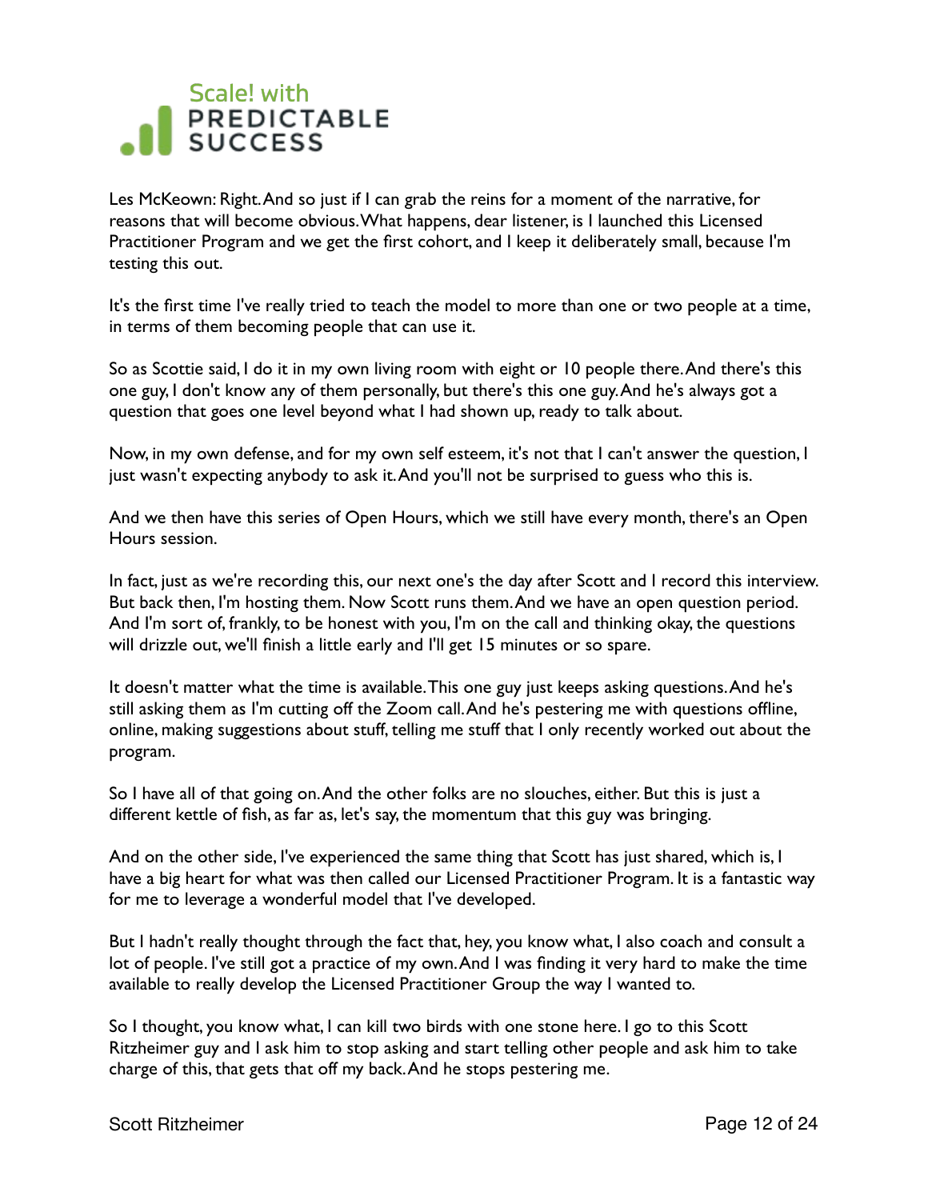Les McKeown: Right. And so just if I can grab the reins for a moment of the narrative, for reasons that will become obvious. What happens, dear listener, is I launched this Licensed Practitioner Program and we get the first cohort, and I keep it deliberately small, because I'm testing this out.

It's the first time I've really tried to teach the model to more than one or two people at a time, in terms of them becoming people that can use it.

So as Scottie said, I do it in my own living room with eight or 10 people there. And there's this one guy, I don't know any of them personally, but there's this one guy. And he's always got a question that goes one level beyond what I had shown up, ready to talk about.

Now, in my own defense, and for my own self esteem, it's not that I can't answer the question, I just wasn't expecting anybody to ask it. And you'll not be surprised to guess who this is.

And we then have this series of Open Hours, which we still have every month, there's an Open Hours session.

In fact, just as we're recording this, our next one's the day after Scott and I record this interview. But back then, I'm hosting them. Now Scott runs them. And we have an open question period. And I'm sort of, frankly, to be honest with you, I'm on the call and thinking okay, the questions will drizzle out, we'll finish a little early and I'll get 15 minutes or so spare.

It doesn't matter what the time is available. This one guy just keeps asking questions. And he's still asking them as I'm cutting off the Zoom call. And he's pestering me with questions offline, online, making suggestions about stuff, telling me stuff that I only recently worked out about the program.

So I have all of that going on. And the other folks are no slouches, either. But this is just a different kettle of fish, as far as, let's say, the momentum that this guy was bringing.

And on the other side, I've experienced the same thing that Scott has just shared, which is, I have a big heart for what was then called our Licensed Practitioner Program. It is a fantastic way for me to leverage a wonderful model that I've developed.

But I hadn't really thought through the fact that, hey, you know what, I also coach and consult a lot of people. I've still got a practice of my own. And I was finding it very hard to make the time available to really develop the Licensed Practitioner Group the way I wanted to.

So I thought, you know what, I can kill two birds with one stone here. I go to this Scott Ritzheimer guy and I ask him to stop asking and start telling other people and ask him to take charge of this, that gets that off my back. And he stops pestering me.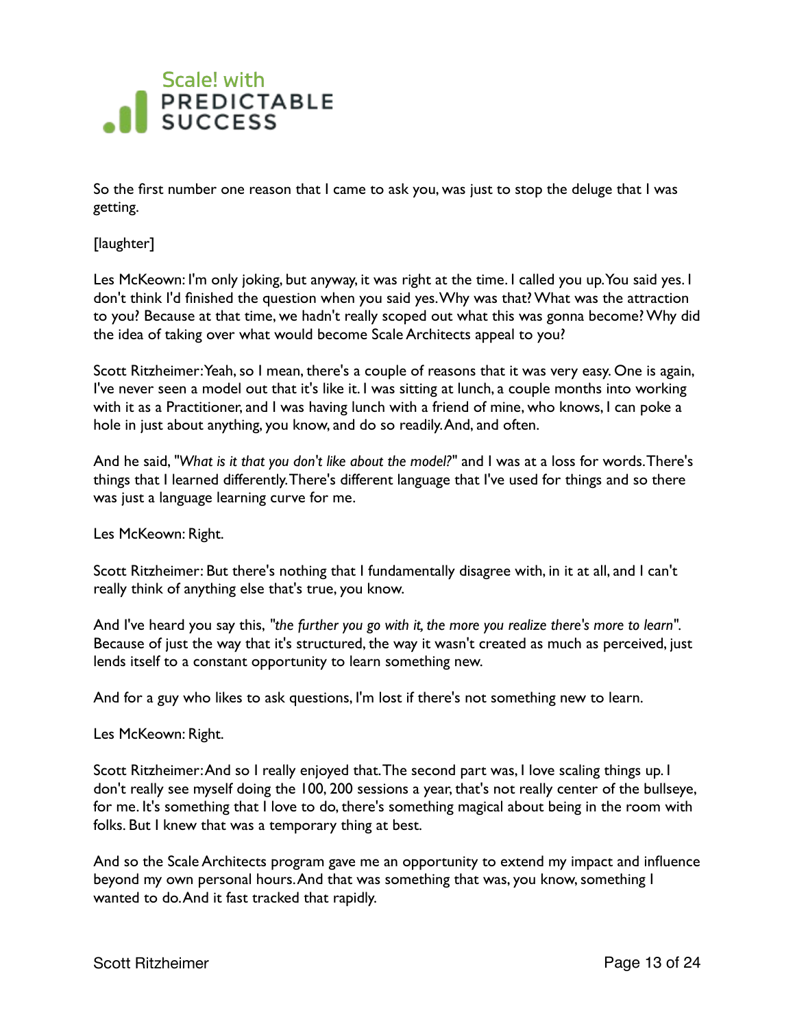So the first number one reason that I came to ask you, was just to stop the deluge that I was getting.

[laughter]

Les McKeown: I'm only joking, but anyway, it was right at the time. I called you up. You said yes. I don't think I'd finished the question when you said yes. Why was that? What was the attraction to you? Because at that time, we hadn't really scoped out what this was gonna become? Why did the idea of taking over what would become Scale Architects appeal to you?

Scott Ritzheimer: Yeah, so I mean, there's a couple of reasons that it was very easy. One is again, I've never seen a model out that it's like it. I was sitting at lunch, a couple months into working with it as a Practitioner, and I was having lunch with a friend of mine, who knows, I can poke a hole in just about anything, you know, and do so readily. And, and often.

And he said, "*What is it that you don't like about the model?*" and I was at a loss for words. There's things that I learned differently. There's different language that I've used for things and so there was just a language learning curve for me.

Les McKeown: Right.

Scott Ritzheimer: But there's nothing that I fundamentally disagree with, in it at all, and I can't really think of anything else that's true, you know.

And I've heard you say this, *"the further you go with it, the more you realize there's more to learn"*. Because of just the way that it's structured, the way it wasn't created as much as perceived, just lends itself to a constant opportunity to learn something new.

And for a guy who likes to ask questions, I'm lost if there's not something new to learn.

Les McKeown: Right.

Scott Ritzheimer: And so I really enjoyed that. The second part was, I love scaling things up. I don't really see myself doing the 100, 200 sessions a year, that's not really center of the bullseye, for me. It's something that I love to do, there's something magical about being in the room with folks. But I knew that was a temporary thing at best.

And so the Scale Architects program gave me an opportunity to extend my impact and influence beyond my own personal hours. And that was something that was, you know, something I wanted to do. And it fast tracked that rapidly.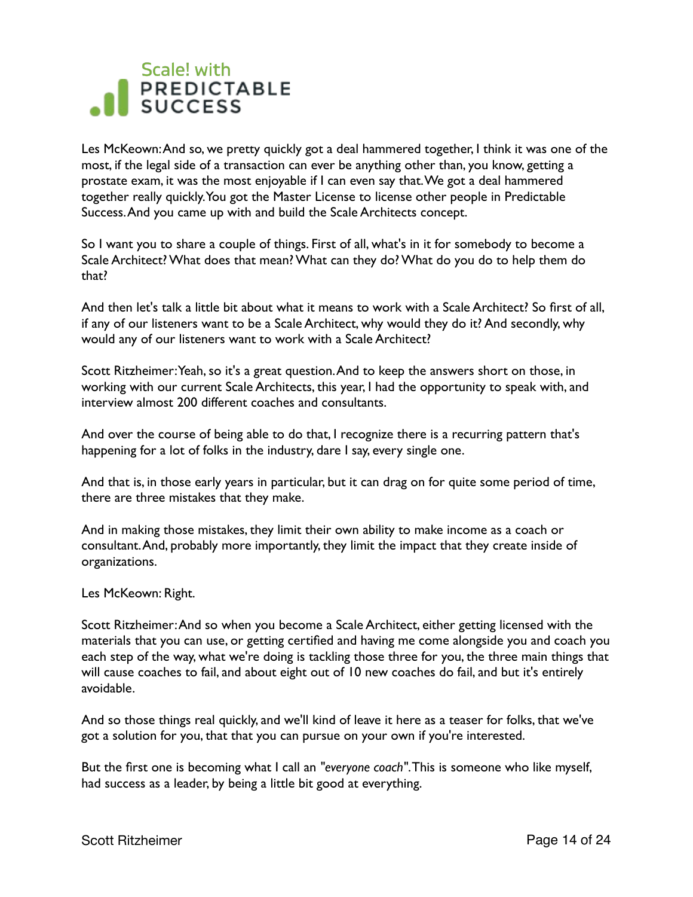Les McKeown: And so, we pretty quickly got a deal hammered together, I think it was one of the most, if the legal side of a transaction can ever be anything other than, you know, getting a prostate exam, it was the most enjoyable if I can even say that. We got a deal hammered together really quickly. You got the Master License to license other people in Predictable Success. And you came up with and build the Scale Architects concept.

So I want you to share a couple of things. First of all, what's in it for somebody to become a Scale Architect? What does that mean? What can they do? What do you do to help them do that?

And then let's talk a little bit about what it means to work with a Scale Architect? So first of all, if any of our listeners want to be a Scale Architect, why would they do it? And secondly, why would any of our listeners want to work with a Scale Architect?

Scott Ritzheimer: Yeah, so it's a great question. And to keep the answers short on those, in working with our current Scale Architects, this year, I had the opportunity to speak with, and interview almost 200 different coaches and consultants.

And over the course of being able to do that, I recognize there is a recurring pattern that's happening for a lot of folks in the industry, dare I say, every single one.

And that is, in those early years in particular, but it can drag on for quite some period of time, there are three mistakes that they make.

And in making those mistakes, they limit their own ability to make income as a coach or consultant. And, probably more importantly, they limit the impact that they create inside of organizations.

Les McKeown: Right.

Scott Ritzheimer: And so when you become a Scale Architect, either getting licensed with the materials that you can use, or getting certified and having me come alongside you and coach you each step of the way, what we're doing is tackling those three for you, the three main things that will cause coaches to fail, and about eight out of 10 new coaches do fail, and but it's entirely avoidable.

And so those things real quickly, and we'll kind of leave it here as a teaser for folks, that we've got a solution for you, that that you can pursue on your own if you're interested.

But the first one is becoming what I call an "*everyone coach*". This is someone who like myself, had success as a leader, by being a little bit good at everything.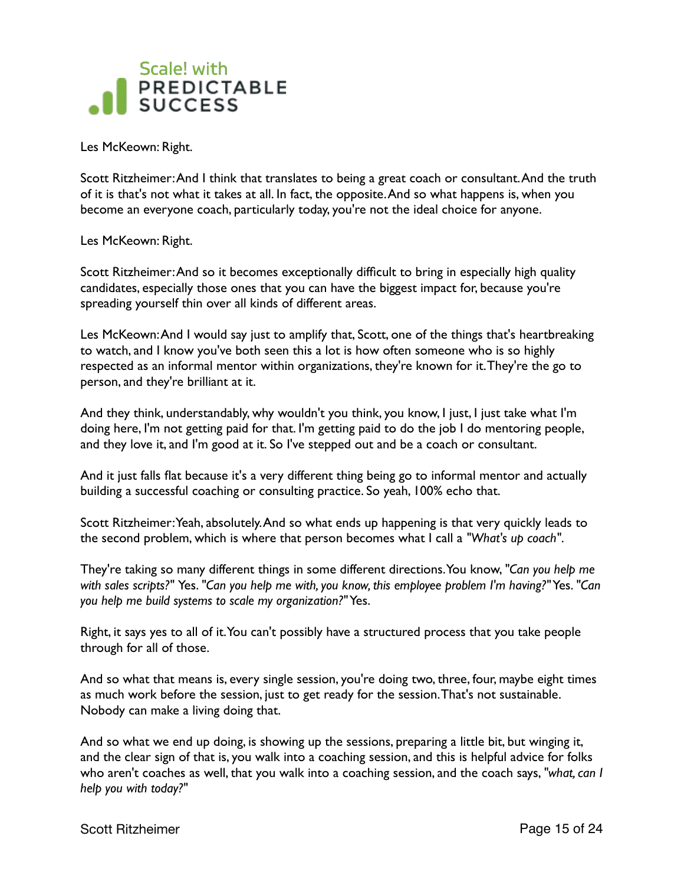Les McKeown: Right.

Scott Ritzheimer: And I think that translates to being a great coach or consultant. And the truth of it is that's not what it takes at all. In fact, the opposite. And so what happens is, when you become an everyone coach, particularly today, you're not the ideal choice for anyone.

Les McKeown: Right.

Scott Ritzheimer: And so it becomes exceptionally difficult to bring in especially high quality candidates, especially those ones that you can have the biggest impact for, because you're spreading yourself thin over all kinds of different areas.

Les McKeown: And I would say just to amplify that, Scott, one of the things that's heartbreaking to watch, and I know you've both seen this a lot is how often someone who is so highly respected as an informal mentor within organizations, they're known for it. They're the go to person, and they're brilliant at it.

And they think, understandably, why wouldn't you think, you know, I just, I just take what I'm doing here, I'm not getting paid for that. I'm getting paid to do the job I do mentoring people, and they love it, and I'm good at it. So I've stepped out and be a coach or consultant.

And it just falls flat because it's a very different thing being go to informal mentor and actually building a successful coaching or consulting practice. So yeah, 100% echo that.

Scott Ritzheimer: Yeah, absolutely. And so what ends up happening is that very quickly leads to the second problem, which is where that person becomes what I call a *"What's up coach"*.

They're taking so many different things in some different directions. You know, *"Can you help me with sales scripts?"* Yes. *"Can you help me with, you know, this employee problem I'm having?"* Yes. *"Can you help me build systems to scale my organization?"* Yes.

Right, it says yes to all of it. You can't possibly have a structured process that you take people through for all of those.

And so what that means is, every single session, you're doing two, three, four, maybe eight times as much work before the session, just to get ready for the session. That's not sustainable. Nobody can make a living doing that.

And so what we end up doing, is showing up the sessions, preparing a little bit, but winging it, and the clear sign of that is, you walk into a coaching session, and this is helpful advice for folks who aren't coaches as well, that you walk into a coaching session, and the coach says, *"what, can I help you with today?"*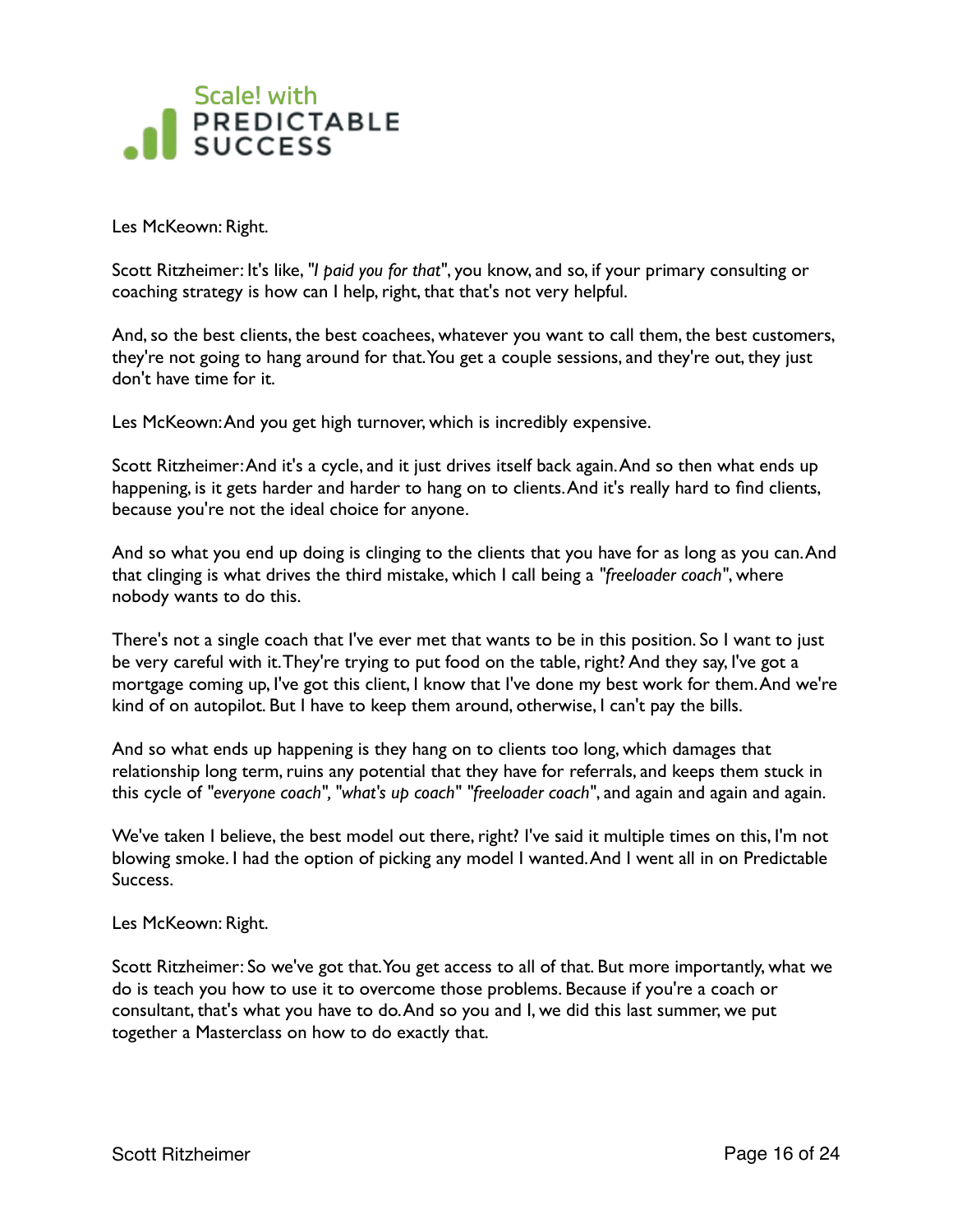Les McKeown: Right.

Scott Ritzheimer: It's like, "*I paid you for that*", you know, and so, if your primary consulting or coaching strategy is how can I help, right, that that's not very helpful.

And, so the best clients, the best coachees, whatever you want to call them, the best customers, they're not going to hang around for that. You get a couple sessions, and they're out, they just don't have time for it.

Les McKeown: And you get high turnover, which is incredibly expensive.

Scott Ritzheimer: And it's a cycle, and it just drives itself back again. And so then what ends up happening, is it gets harder and harder to hang on to clients. And it's really hard to find clients, because you're not the ideal choice for anyone.

And so what you end up doing is clinging to the clients that you have for as long as you can. And that clinging is what drives the third mistake, which I call being a "*freeloader coach*", where nobody wants to do this.

There's not a single coach that I've ever met that wants to be in this position. So I want to just be very careful with it. They're trying to put food on the table, right? And they say, I've got a mortgage coming up, I've got this client, I know that I've done my best work for them. And we're kind of on autopilot. But I have to keep them around, otherwise, I can't pay the bills.

And so what ends up happening is they hang on to clients too long, which damages that relationship long term, ruins any potential that they have for referrals, and keeps them stuck in this cycle of "*everyone coach*", "*what's up coach*" "*freeloader coach*", and again and again and again.

We've taken I believe, the best model out there, right? I've said it multiple times on this, I'm not blowing smoke. I had the option of picking any model I wanted. And I went all in on Predictable Success.

Les McKeown: Right.

Scott Ritzheimer: So we've got that. You get access to all of that. But more importantly, what we do is teach you how to use it to overcome those problems. Because if you're a coach or consultant, that's what you have to do. And so you and I, we did this last summer, we put together a Masterclass on how to do exactly that.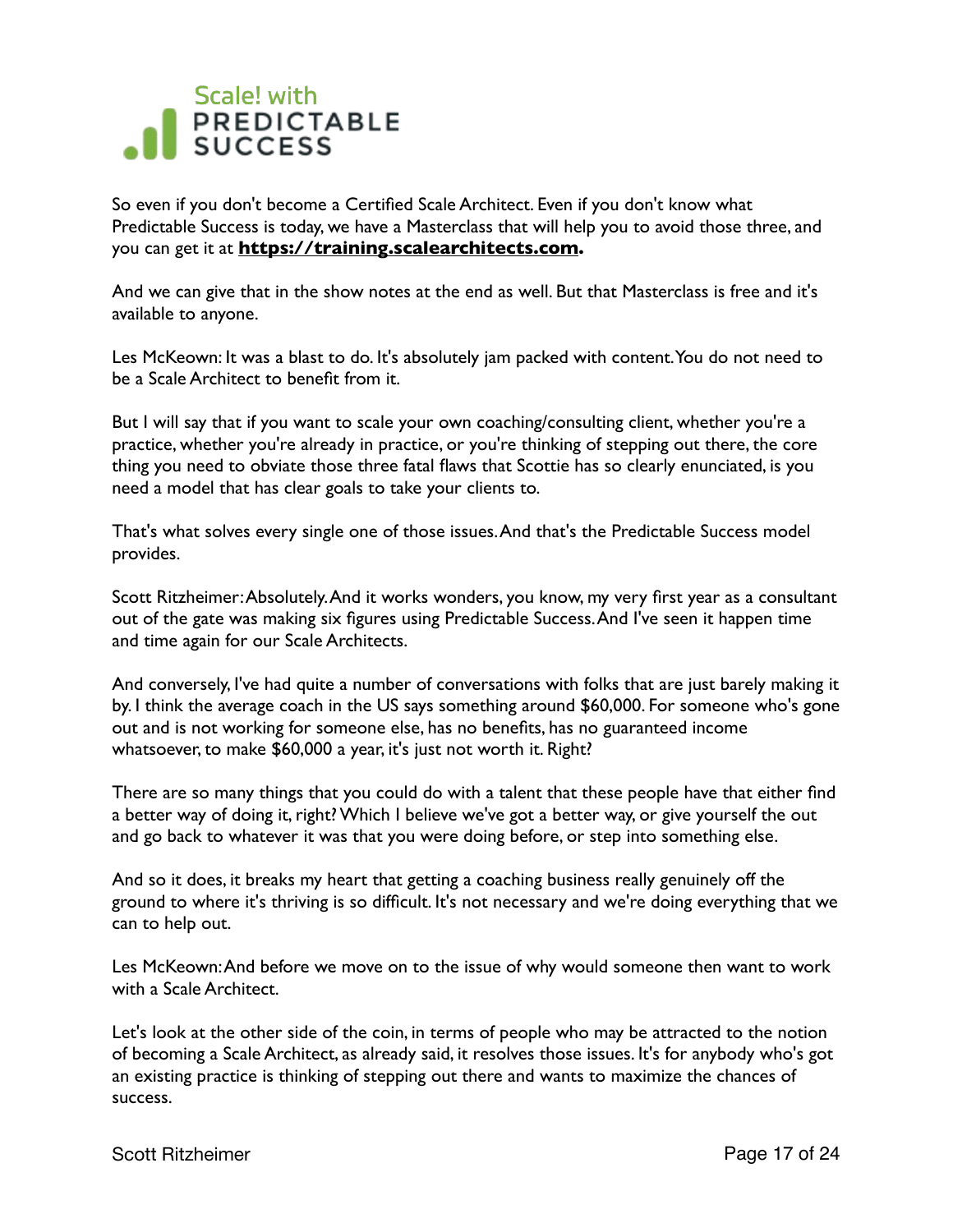So even if you don't become a Certified Scale Architect. Even if you don't know what Predictable Success is today, we have a Masterclass that will help you to avoid those three, and you can get it at **https://training.scalearchitects.com.**

And we can give that in the show notes at the end as well. But that Masterclass is free and it's available to anyone.

Les McKeown: It was a blast to do. It's absolutely jam packed with content. You do not need to be a Scale Architect to benefit from it.

But I will say that if you want to scale your own coaching/consulting client, whether you're a practice, whether you're already in practice, or you're thinking of stepping out there, the core thing you need to obviate those three fatal flaws that Scottie has so clearly enunciated, is you need a model that has clear goals to take your clients to.

That's what solves every single one of those issues. And that's the Predictable Success model provides.

Scott Ritzheimer: Absolutely. And it works wonders, you know, my very first year as a consultant out of the gate was making six figures using Predictable Success. And I've seen it happen time and time again for our Scale Architects.

And conversely, I've had quite a number of conversations with folks that are just barely making it by. I think the average coach in the US says something around $60,000. For someone who's gone out and is not working for someone else, has no benefits, has no guaranteed income whatsoever, to make $60,000 a year, it's just not worth it. Right?

There are so many things that you could do with a talent that these people have that either find a better way of doing it, right? Which I believe we've got a better way, or give yourself the out and go back to whatever it was that you were doing before, or step into something else.

And so it does, it breaks my heart that getting a coaching business really genuinely off the ground to where it's thriving is so difficult. It's not necessary and we're doing everything that we can to help out.

Les McKeown: And before we move on to the issue of why would someone then want to work with a Scale Architect.

Let's look at the other side of the coin, in terms of people who may be attracted to the notion of becoming a Scale Architect, as already said, it resolves those issues. It's for anybody who's got an existing practice is thinking of stepping out there and wants to maximize the chances of success.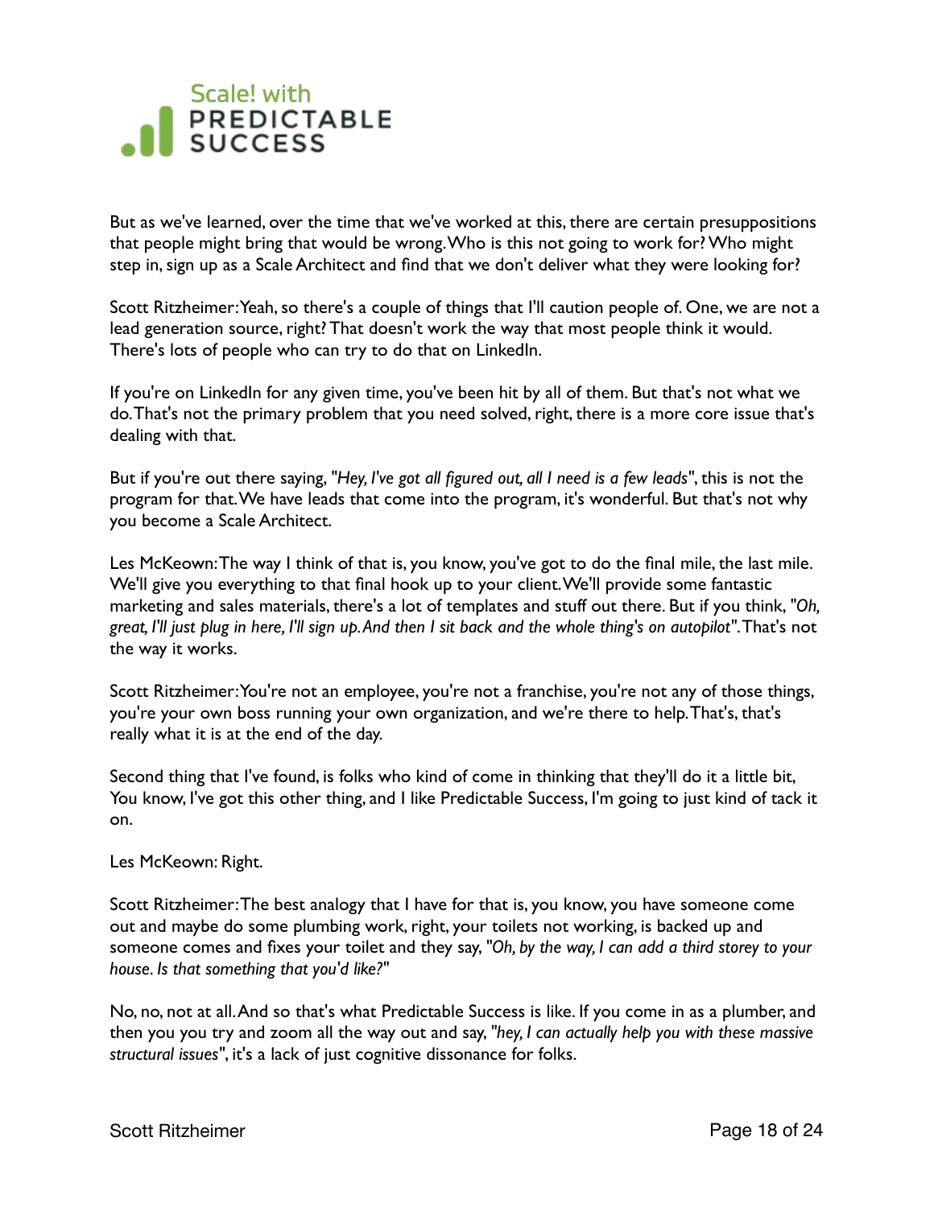But as we've learned, over the time that we've worked at this, there are certain presuppositions that people might bring that would be wrong. Who is this not going to work for? Who might step in, sign up as a Scale Architect and find that we don't deliver what they were looking for?

Scott Ritzheimer: Yeah, so there's a couple of things that I'll caution people of. One, we are not a lead generation source, right? That doesn't work the way that most people think it would. There's lots of people who can try to do that on LinkedIn.

If you're on LinkedIn for any given time, you've been hit by all of them. But that's not what we do. That's not the primary problem that you need solved, right, there is a more core issue that's dealing with that.

But if you're out there saying, "*Hey, I've got all figured out, all I need is a few leads*", this is not the program for that. We have leads that come into the program, it's wonderful. But that's not why you become a Scale Architect.

Les McKeown: The way I think of that is, you know, you've got to do the final mile, the last mile. We'll give you everything to that final hook up to your client. We'll provide some fantastic marketing and sales materials, there's a lot of templates and stuff out there. But if you think, "*Oh, great, I'll just plug in here, I'll sign up. And then I sit back and the whole thing's on autopilot*". That's not the way it works.

Scott Ritzheimer: You're not an employee, you're not a franchise, you're not any of those things, you're your own boss running your own organization, and we're there to help. That's, that's really what it is at the end of the day.

Second thing that I've found, is folks who kind of come in thinking that they'll do it a little bit, You know, I've got this other thing, and I like Predictable Success, I'm going to just kind of tack it on.

Les McKeown: Right.

Scott Ritzheimer: The best analogy that I have for that is, you know, you have someone come out and maybe do some plumbing work, right, your toilets not working, is backed up and someone comes and fixes your toilet and they say, "*Oh, by the way, I can add a third storey to your house. Is that something that you'd like?*"

No, no, not at all. And so that's what Predictable Success is like. If you come in as a plumber, and then you you try and zoom all the way out and say, "*hey, I can actually help you with these massive structural issues*", it's a lack of just cognitive dissonance for folks.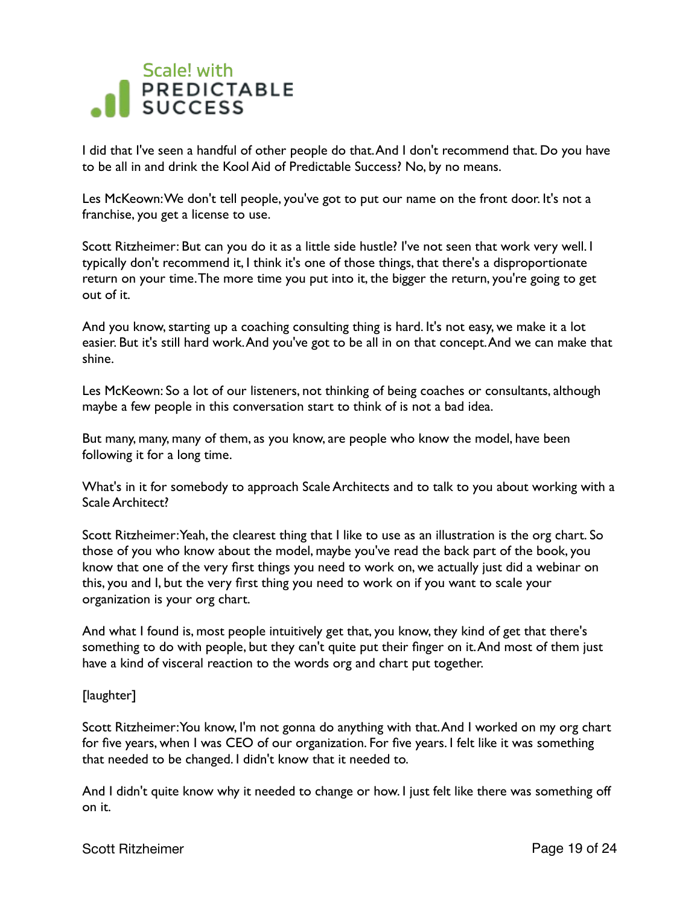I did that I've seen a handful of other people do that. And I don't recommend that. Do you have to be all in and drink the Kool Aid of Predictable Success? No, by no means.

Les McKeown: We don't tell people, you've got to put our name on the front door. It's not a franchise, you get a license to use.

Scott Ritzheimer: But can you do it as a little side hustle? I've not seen that work very well. I typically don't recommend it, I think it's one of those things, that there's a disproportionate return on your time. The more time you put into it, the bigger the return, you're going to get out of it.

And you know, starting up a coaching consulting thing is hard. It's not easy, we make it a lot easier. But it's still hard work. And you've got to be all in on that concept. And we can make that shine.

Les McKeown: So a lot of our listeners, not thinking of being coaches or consultants, although maybe a few people in this conversation start to think of is not a bad idea.

But many, many, many of them, as you know, are people who know the model, have been following it for a long time.

What's in it for somebody to approach Scale Architects and to talk to you about working with a Scale Architect?

Scott Ritzheimer: Yeah, the clearest thing that I like to use as an illustration is the org chart. So those of you who know about the model, maybe you've read the back part of the book, you know that one of the very first things you need to work on, we actually just did a webinar on this, you and I, but the very first thing you need to work on if you want to scale your organization is your org chart.

And what I found is, most people intuitively get that, you know, they kind of get that there's something to do with people, but they can't quite put their finger on it. And most of them just have a kind of visceral reaction to the words org and chart put together.

[laughter]

Scott Ritzheimer: You know, I'm not gonna do anything with that. And I worked on my org chart for five years, when I was CEO of our organization. For five years. I felt like it was something that needed to be changed. I didn't know that it needed to.

And I didn't quite know why it needed to change or how. I just felt like there was something off on it.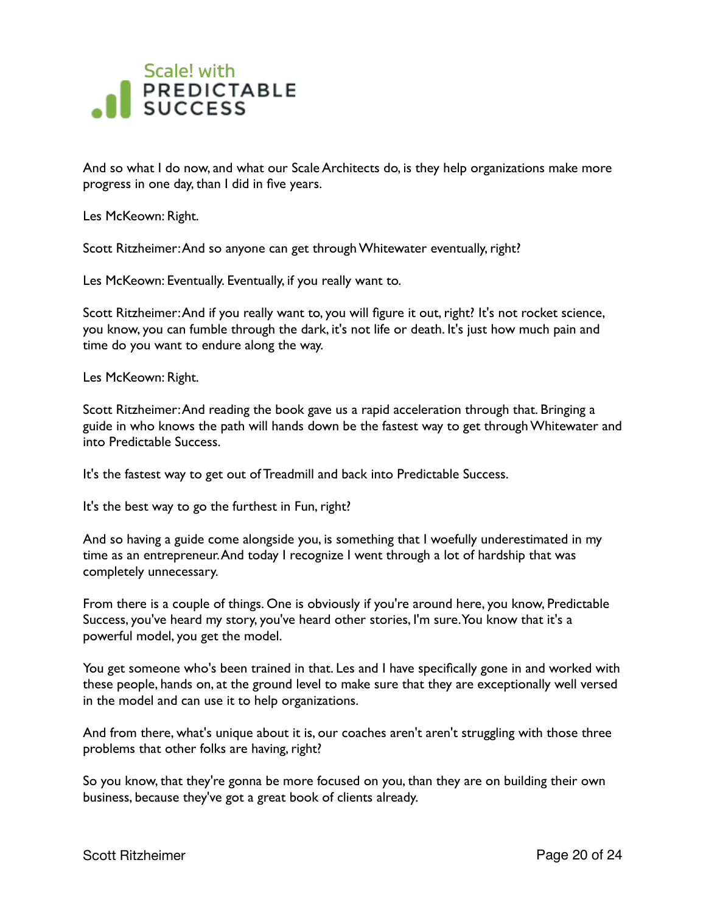And so what I do now, and what our Scale Architects do, is they help organizations make more progress in one day, than I did in five years.

Les McKeown: Right.

Scott Ritzheimer: And so anyone can get through Whitewater eventually, right?

Les McKeown: Eventually. Eventually, if you really want to.

Scott Ritzheimer: And if you really want to, you will figure it out, right? It's not rocket science, you know, you can fumble through the dark, it's not life or death. It's just how much pain and time do you want to endure along the way.

Les McKeown: Right.

Scott Ritzheimer: And reading the book gave us a rapid acceleration through that. Bringing a guide in who knows the path will hands down be the fastest way to get through Whitewater and into Predictable Success.

It's the fastest way to get out of Treadmill and back into Predictable Success.

It's the best way to go the furthest in Fun, right?

And so having a guide come alongside you, is something that I woefully underestimated in my time as an entrepreneur. And today I recognize I went through a lot of hardship that was completely unnecessary.

From there is a couple of things. One is obviously if you're around here, you know, Predictable Success, you've heard my story, you've heard other stories, I'm sure. You know that it's a powerful model, you get the model.

You get someone who's been trained in that. Les and I have specifically gone in and worked with these people, hands on, at the ground level to make sure that they are exceptionally well versed in the model and can use it to help organizations.

And from there, what's unique about it is, our coaches aren't aren't struggling with those three problems that other folks are having, right?

So you know, that they're gonna be more focused on you, than they are on building their own business, because they've got a great book of clients already.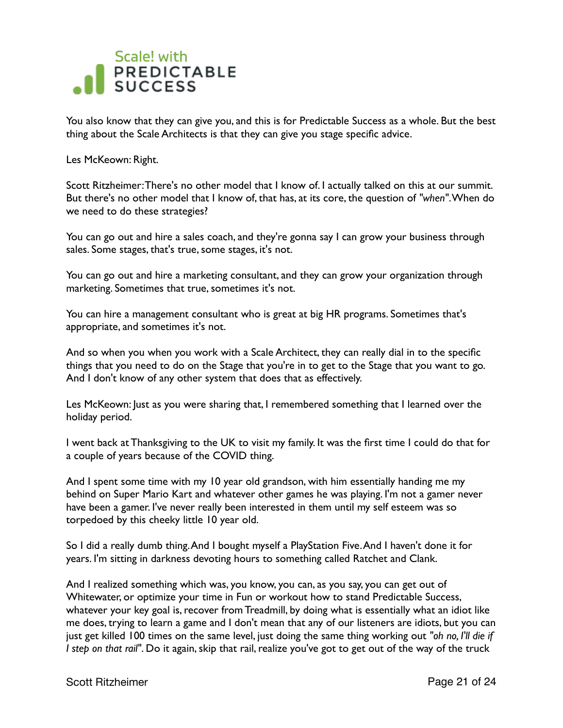You also know that they can give you, and this is for Predictable Success as a whole. But the best thing about the Scale Architects is that they can give you stage specific advice.

Les McKeown: Right.

Scott Ritzheimer: There's no other model that I know of. I actually talked on this at our summit. But there's no other model that I know of, that has, at its core, the question of "*when*". When do we need to do these strategies?

You can go out and hire a sales coach, and they're gonna say I can grow your business through sales. Some stages, that's true, some stages, it's not.

You can go out and hire a marketing consultant, and they can grow your organization through marketing. Sometimes that true, sometimes it's not.

You can hire a management consultant who is great at big HR programs. Sometimes that's appropriate, and sometimes it's not.

And so when you when you work with a Scale Architect, they can really dial in to the specific things that you need to do on the Stage that you're in to get to the Stage that you want to go. And I don't know of any other system that does that as effectively.

Les McKeown: Just as you were sharing that, I remembered something that I learned over the holiday period.

I went back at Thanksgiving to the UK to visit my family. It was the first time I could do that for a couple of years because of the COVID thing.

And I spent some time with my 10 year old grandson, with him essentially handing me my behind on Super Mario Kart and whatever other games he was playing. I'm not a gamer never have been a gamer. I've never really been interested in them until my self esteem was so torpedoed by this cheeky little 10 year old.

So I did a really dumb thing. And I bought myself a PlayStation Five. And I haven't done it for years. I'm sitting in darkness devoting hours to something called Ratchet and Clank.

And I realized something which was, you know, you can, as you say, you can get out of Whitewater, or optimize your time in Fun or workout how to stand Predictable Success, whatever your key goal is, recover from Treadmill, by doing what is essentially what an idiot like me does, trying to learn a game and I don't mean that any of our listeners are idiots, but you can just get killed 100 times on the same level, just doing the same thing working out "*oh no, I'll die if I step on that rail*". Do it again, skip that rail, realize you've got to get out of the way of the truck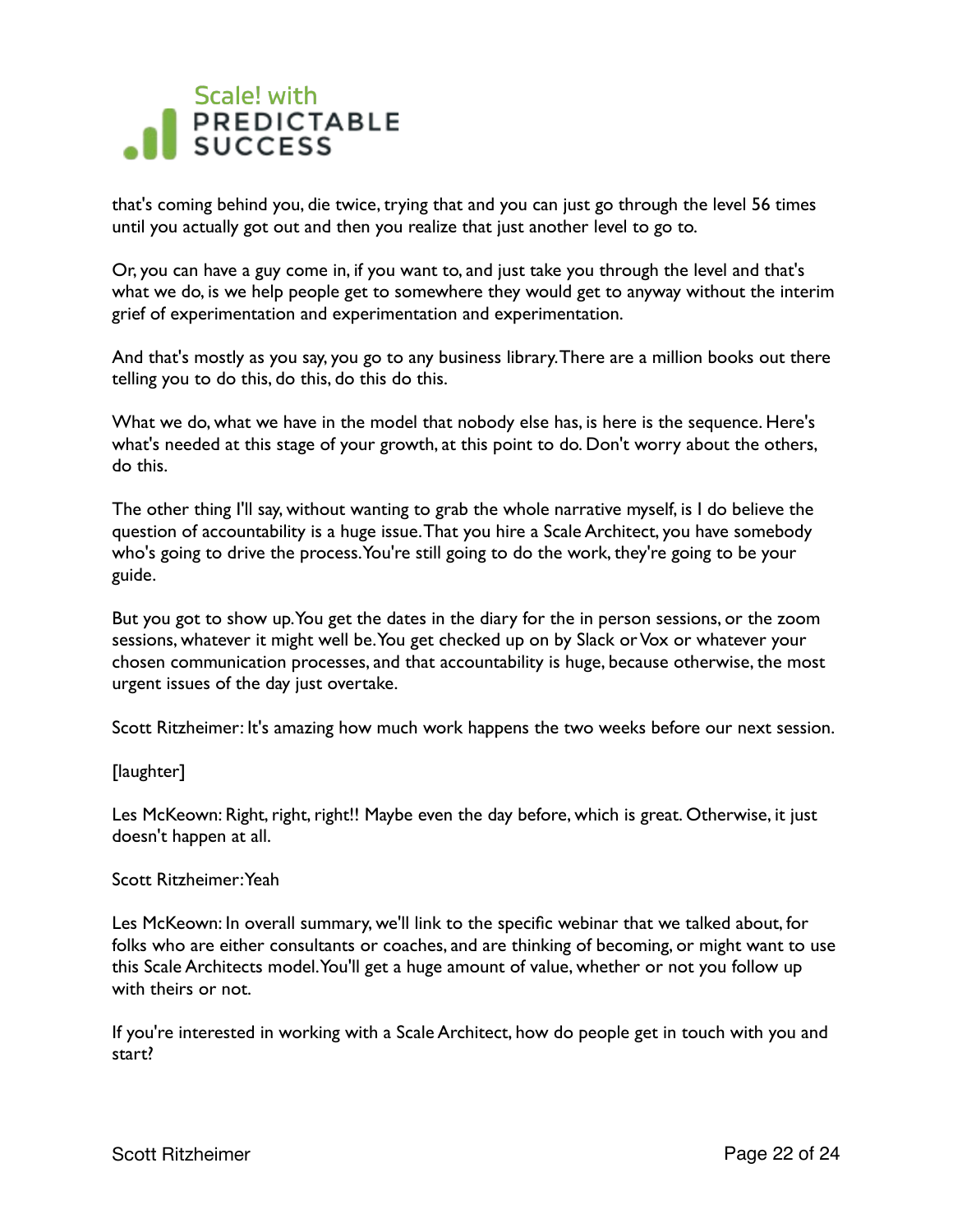that's coming behind you, die twice, trying that and you can just go through the level 56 times until you actually got out and then you realize that just another level to go to.

Or, you can have a guy come in, if you want to, and just take you through the level and that's what we do, is we help people get to somewhere they would get to anyway without the interim grief of experimentation and experimentation and experimentation.

And that's mostly as you say, you go to any business library. There are a million books out there telling you to do this, do this, do this do this.

What we do, what we have in the model that nobody else has, is here is the sequence. Here's what's needed at this stage of your growth, at this point to do. Don't worry about the others, do this.

The other thing I'll say, without wanting to grab the whole narrative myself, is I do believe the question of accountability is a huge issue. That you hire a Scale Architect, you have somebody who's going to drive the process. You're still going to do the work, they're going to be your guide.

But you got to show up. You get the dates in the diary for the in person sessions, or the zoom sessions, whatever it might well be. You get checked up on by Slack or Vox or whatever your chosen communication processes, and that accountability is huge, because otherwise, the most urgent issues of the day just overtake.

Scott Ritzheimer: It's amazing how much work happens the two weeks before our next session.

[laughter]

Les McKeown: Right, right, right!! Maybe even the day before, which is great. Otherwise, it just doesn't happen at all.

Scott Ritzheimer: Yeah

Les McKeown: In overall summary, we'll link to the specific webinar that we talked about, for folks who are either consultants or coaches, and are thinking of becoming, or might want to use this Scale Architects model. You'll get a huge amount of value, whether or not you follow up with theirs or not.

If you're interested in working with a Scale Architect, how do people get in touch with you and start?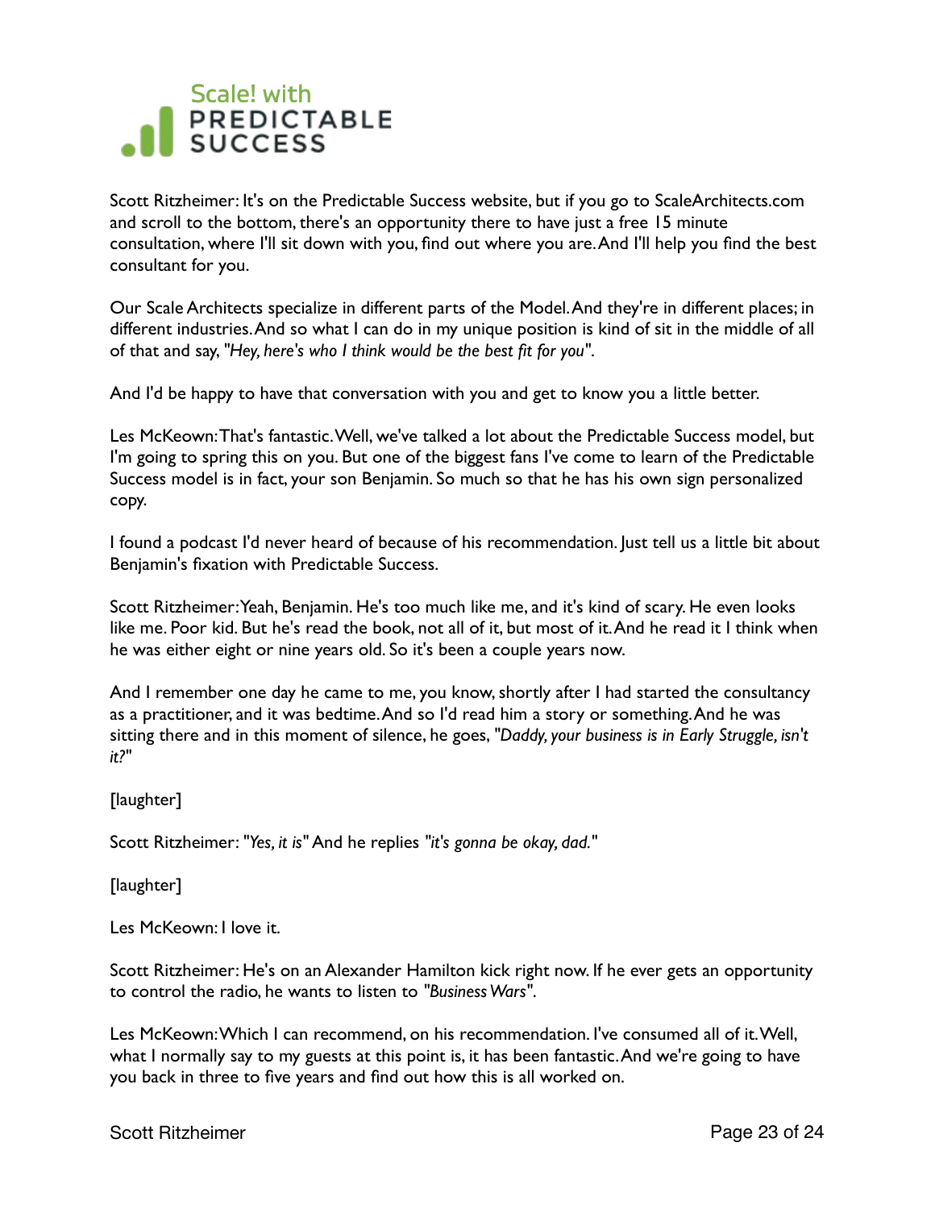Scott Ritzheimer: It's on the Predictable Success website, but if you go to ScaleArchitects.com and scroll to the bottom, there's an opportunity there to have just a free 15 minute consultation, where I'll sit down with you, find out where you are. And I'll help you find the best consultant for you.

Our Scale Architects specialize in different parts of the Model. And they're in different places; in different industries. And so what I can do in my unique position is kind of sit in the middle of all of that and say, "*Hey, here's who I think would be the best fit for you*".

And I'd be happy to have that conversation with you and get to know you a little better.

Les McKeown: That's fantastic. Well, we've talked a lot about the Predictable Success model, but I'm going to spring this on you. But one of the biggest fans I've come to learn of the Predictable Success model is in fact, your son Benjamin. So much so that he has his own sign personalized copy.

I found a podcast I'd never heard of because of his recommendation. Just tell us a little bit about Benjamin's fixation with Predictable Success.

Scott Ritzheimer: Yeah, Benjamin. He's too much like me, and it's kind of scary. He even looks like me. Poor kid. But he's read the book, not all of it, but most of it. And he read it I think when he was either eight or nine years old. So it's been a couple years now.

And I remember one day he came to me, you know, shortly after I had started the consultancy as a practitioner, and it was bedtime. And so I'd read him a story or something. And he was sitting there and in this moment of silence, he goes, "*Daddy, your business is in Early Struggle, isn't it?*"

[laughter]

Scott Ritzheimer: "*Yes, it is*" And he replies "*it's gonna be okay, dad.*"

[laughter]

Les McKeown: I love it.

Scott Ritzheimer: He's on an Alexander Hamilton kick right now. If he ever gets an opportunity to control the radio, he wants to listen to "*Business Wars*".

Les McKeown: Which I can recommend, on his recommendation. I've consumed all of it. Well, what I normally say to my guests at this point is, it has been fantastic. And we're going to have you back in three to five years and find out how this is all worked on.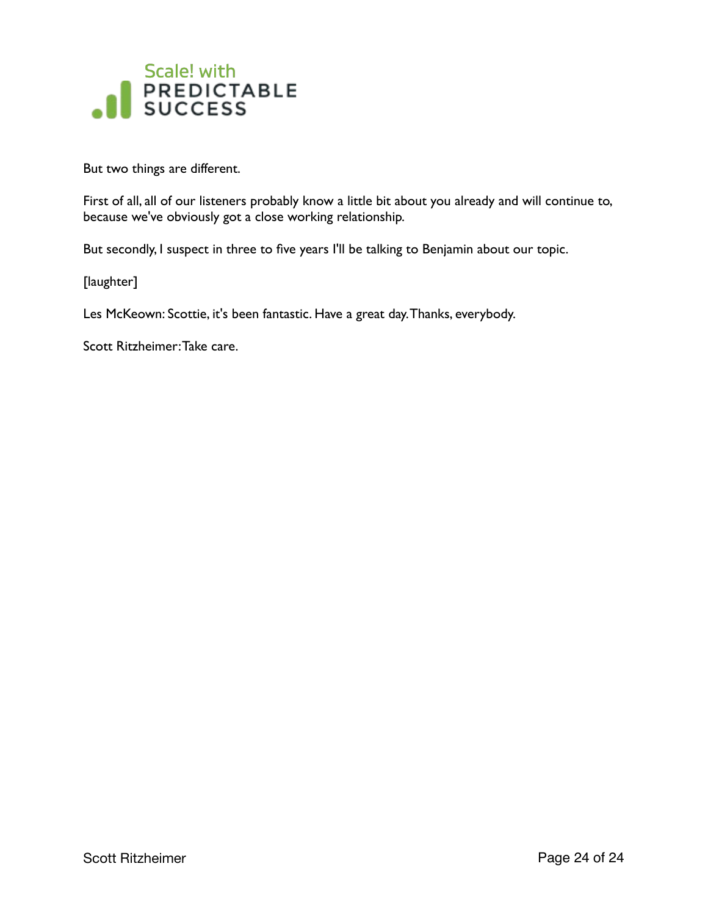But two things are different.

First of all, all of our listeners probably know a little bit about you already and will continue to, because we've obviously got a close working relationship.

But secondly, I suspect in three to five years I'll be talking to Benjamin about our topic.

[laughter]

Les McKeown: Scottie, it's been fantastic. Have a great day. Thanks, everybody.

Scott Ritzheimer: Take care.